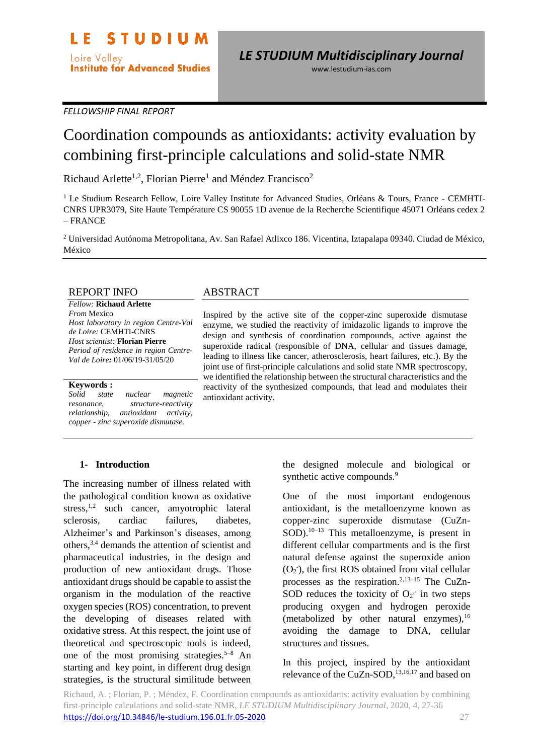*FELLOWSHIP FINAL REPORT*

# Coordination compounds as antioxidants: activity evaluation by combining first-principle calculations and solid-state NMR

Richaud Arlette[1,2], Florian Pierre[1] and Méndez Francisco[2]

[1] Le Studium Research Fellow, Loire Valley Institute for Advanced Studies, Orléans & Tours, France - CEMHTI-CNRS UPR3079, Site Haute Température CS 90055 1D avenue de la Recherche Scientifique 45071 Orléans cedex 2 – FRANCE

[2] Universidad Autónoma Metropolitana, Av. San Rafael Atlixco 186. Vicentina, Iztapalapa 09340. Ciudad de México, México

## REPORT INFO

*Fellow:* **Richaud Arlette**
*From* Mexico
*Host laboratory in region Centre-Val de Loire:* CEMHTI-CNRS
*Host scientist:* **Florian Pierre**
*Period of residence in region Centre-Val de Loire:* 01/06/19-31/05/20

**Keywords :**
*Solid state nuclear magnetic resonance, structure-reactivity relationship, antioxidant activity, copper - zinc superoxide dismutase.*

## ABSTRACT

Inspired by the active site of the copper-zinc superoxide dismutase enzyme, we studied the reactivity of imidazolic ligands to improve the design and synthesis of coordination compounds, active against the superoxide radical (responsible of DNA, cellular and tissues damage, leading to illness like cancer, atherosclerosis, heart failures, etc.). By the joint use of first-principle calculations and solid state NMR spectroscopy, we identified the relationship between the structural characteristics and the reactivity of the synthesized compounds, that lead and modulates their antioxidant activity.

## 1- Introduction

The increasing number of illness related with the pathological condition known as oxidative stress,[1,2] such cancer, amyotrophic lateral sclerosis, cardiac failures, diabetes, Alzheimer's and Parkinson's diseases, among others,[3,4] demands the attention of scientist and pharmaceutical industries, in the design and production of new antioxidant drugs. Those antioxidant drugs should be capable to assist the organism in the modulation of the reactive oxygen species (ROS) concentration, to prevent the developing of diseases related with oxidative stress. At this respect, the joint use of theoretical and spectroscopic tools is indeed, one of the most promising strategies.[5–8] An starting and key point, in different drug design strategies, is the structural similitude between the designed molecule and biological or synthetic active compounds.[9]

One of the most important endogenous antioxidant, is the metalloenzyme known as copper-zinc superoxide dismutase (CuZn-SOD).[10–13] This metalloenzyme, is present in different cellular compartments and is the first natural defense against the superoxide anion ($O_2^{\cdot-}$), the first ROS obtained from vital cellular processes as the respiration.[2,13–15] The CuZn-SOD reduces the toxicity of $O_2^{\cdot-}$ in two steps producing oxygen and hydrogen peroxide (metabolized by other natural enzymes),[16] avoiding the damage to DNA, cellular structures and tissues.

In this project, inspired by the antioxidant relevance of the CuZn-SOD,[13,16,17] and based on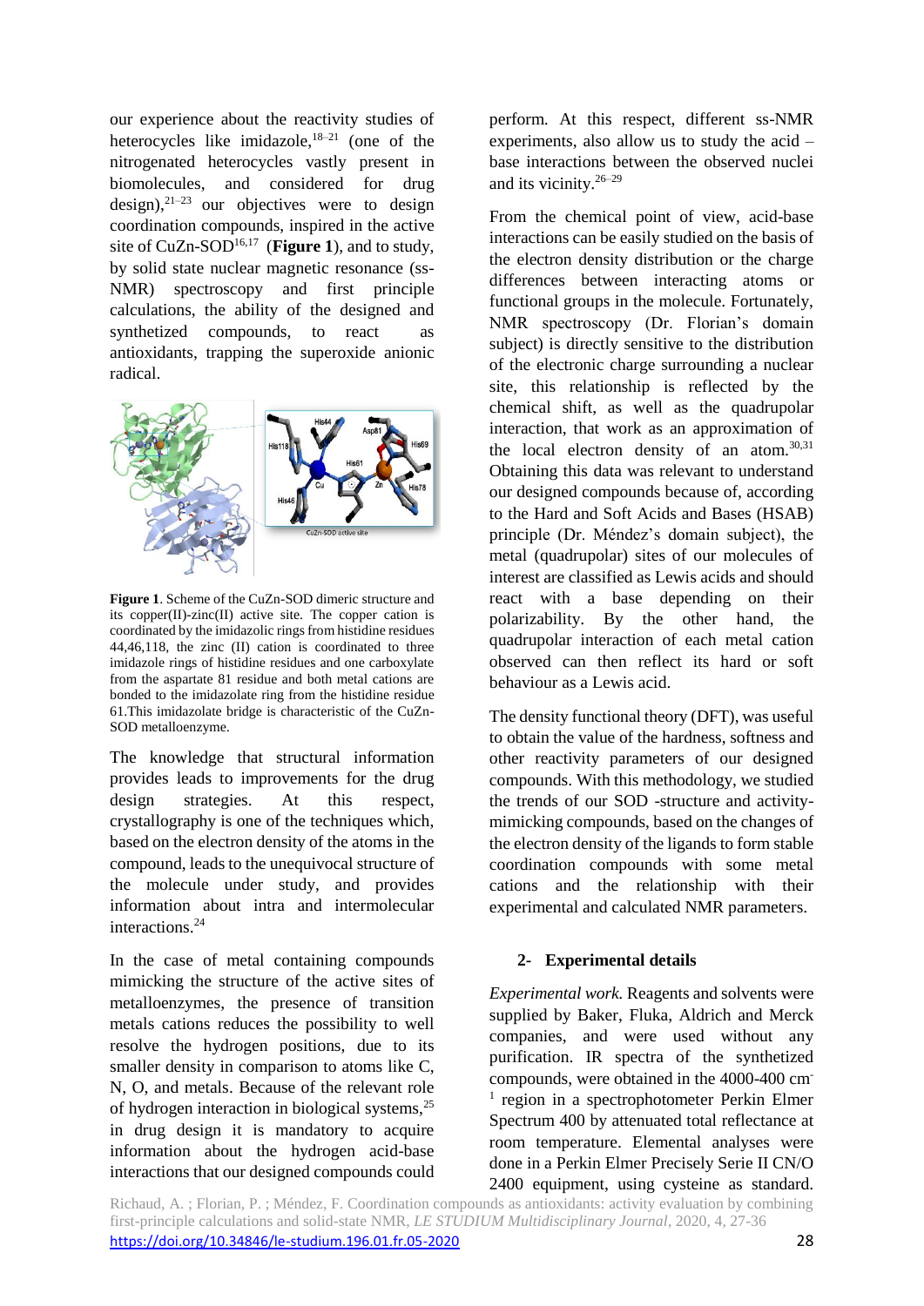our experience about the reactivity studies of heterocycles like imidazole,[18–21] (one of the nitrogenated heterocycles vastly present in biomolecules, and considered for drug design),[21–23] our objectives were to design coordination compounds, inspired in the active site of CuZn-SOD[16,17] (**Figure 1**), and to study, by solid state nuclear magnetic resonance (ss-NMR) spectroscopy and first principle calculations, the ability of the designed and synthetized compounds, to react as antioxidants, trapping the superoxide anionic radical.

**Figure 1**. Scheme of the CuZn-SOD dimeric structure and its copper(II)-zinc(II) active site. The copper cation is coordinated by the imidazolic rings from histidine residues 44,46,118, the zinc (II) cation is coordinated to three imidazole rings of histidine residues and one carboxylate from the aspartate 81 residue and both metal cations are bonded to the imidazolate ring from the histidine residue 61.This imidazolate bridge is characteristic of the CuZn-SOD metalloenzyme.

The knowledge that structural information provides leads to improvements for the drug design strategies. At this respect, crystallography is one of the techniques which, based on the electron density of the atoms in the compound, leads to the unequivocal structure of the molecule under study, and provides information about intra and intermolecular interactions.[24]

In the case of metal containing compounds mimicking the structure of the active sites of metalloenzymes, the presence of transition metals cations reduces the possibility to well resolve the hydrogen positions, due to its smaller density in comparison to atoms like C, N, O, and metals. Because of the relevant role of hydrogen interaction in biological systems,[25] in drug design it is mandatory to acquire information about the hydrogen acid-base interactions that our designed compounds could perform. At this respect, different ss-NMR experiments, also allow us to study the acid – base interactions between the observed nuclei and its vicinity.[26–29]

From the chemical point of view, acid-base interactions can be easily studied on the basis of the electron density distribution or the charge differences between interacting atoms or functional groups in the molecule. Fortunately, NMR spectroscopy (Dr. Florian's domain subject) is directly sensitive to the distribution of the electronic charge surrounding a nuclear site, this relationship is reflected by the chemical shift, as well as the quadrupolar interaction, that work as an approximation of the local electron density of an atom.[30,31] Obtaining this data was relevant to understand our designed compounds because of, according to the Hard and Soft Acids and Bases (HSAB) principle (Dr. Méndez's domain subject), the metal (quadrupolar) sites of our molecules of interest are classified as Lewis acids and should react with a base depending on their polarizability. By the other hand, the quadrupolar interaction of each metal cation observed can then reflect its hard or soft behaviour as a Lewis acid.

The density functional theory (DFT), was useful to obtain the value of the hardness, softness and other reactivity parameters of our designed compounds. With this methodology, we studied the trends of our SOD -structure and activity-mimicking compounds, based on the changes of the electron density of the ligands to form stable coordination compounds with some metal cations and the relationship with their experimental and calculated NMR parameters.

## 2- Experimental details

*Experimental work.* Reagents and solvents were supplied by Baker, Fluka, Aldrich and Merck companies, and were used without any purification. IR spectra of the synthetized compounds, were obtained in the 4000-400 $cm^{-1}$ region in a spectrophotometer Perkin Elmer Spectrum 400 by attenuated total reflectance at room temperature. Elemental analyses were done in a Perkin Elmer Precisely Serie II CN/O 2400 equipment, using cysteine as standard.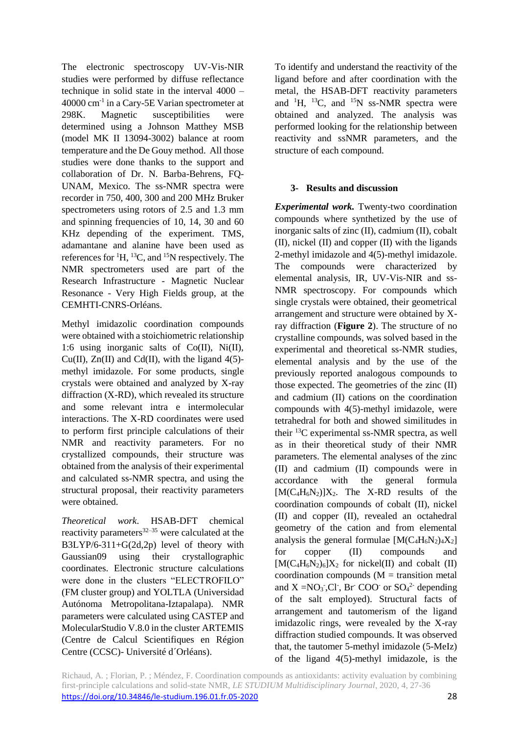The electronic spectroscopy UV-Vis-NIR studies were performed by diffuse reflectance technique in solid state in the interval 4000 – 40000 $cm^{-1}$ in a Cary-5E Varian spectrometer at 298K. Magnetic susceptibilities were determined using a Johnson Matthey MSB (model MK II 13094-3002) balance at room temperature and the De Gouy method. All those studies were done thanks to the support and collaboration of Dr. N. Barba-Behrens, FQ-UNAM, Mexico. The ss-NMR spectra were recorder in 750, 400, 300 and 200 MHz Bruker spectrometers using rotors of 2.5 and 1.3 mm and spinning frequencies of 10, 14, 30 and 60 KHz depending of the experiment. TMS, adamantane and alanine have been used as references for $^{1}H$, $^{13}C$, and $^{15}N$ respectively. The NMR spectrometers used are part of the Research Infrastructure - Magnetic Nuclear Resonance - Very High Fields group, at the CEMHTI-CNRS-Orléans.

Methyl imidazolic coordination compounds were obtained with a stoichiometric relationship 1:6 using inorganic salts of Co(II), Ni(II), Cu(II), Zn(II) and Cd(II), with the ligand 4(5)-methyl imidazole. For some products, single crystals were obtained and analyzed by X-ray diffraction (X-RD), which revealed its structure and some relevant intra e intermolecular interactions. The X-RD coordinates were used to perform first principle calculations of their NMR and reactivity parameters. For no crystallized compounds, their structure was obtained from the analysis of their experimental and calculated ss-NMR spectra, and using the structural proposal, their reactivity parameters were obtained.

*Theoretical work*. HSAB-DFT chemical reactivity parameters[32–35] were calculated at the B3LYP/6-311+G(2d,2p) level of theory with Gaussian09 using their crystallographic coordinates. Electronic structure calculations were done in the clusters "ELECTROFILO" (FM cluster group) and YOLTLA (Universidad Autónoma Metropolitana-Iztapalapa). NMR parameters were calculated using CASTEP and MolecularStudio V.8.0 in the cluster ARTEMIS (Centre de Calcul Scientifiques en Région Centre (CCSC)- Université d´Orléans).

To identify and understand the reactivity of the ligand before and after coordination with the metal, the HSAB-DFT reactivity parameters and $^{1}H$, $^{13}C$, and $^{15}N$ ss-NMR spectra were obtained and analyzed. The analysis was performed looking for the relationship between reactivity and ssNMR parameters, and the structure of each compound.

## 3- Results and discussion

***Experimental work.*** Twenty-two coordination compounds where synthetized by the use of inorganic salts of zinc (II), cadmium (II), cobalt (II), nickel (II) and copper (II) with the ligands 2-methyl imidazole and 4(5)-methyl imidazole. The compounds were characterized by elemental analysis, IR, UV-Vis-NIR and ss-NMR spectroscopy. For compounds which single crystals were obtained, their geometrical arrangement and structure were obtained by X-ray diffraction (**Figure 2**). The structure of no crystalline compounds, was solved based in the experimental and theoretical ss-NMR studies, elemental analysis and by the use of the previously reported analogous compounds to those expected. The geometries of the zinc (II) and cadmium (II) cations on the coordination compounds with 4(5)-methyl imidazole, were tetrahedral for both and showed similitudes in their $^{13}C$ experimental ss-NMR spectra, as well as in their theoretical study of their NMR parameters. The elemental analyses of the zinc (II) and cadmium (II) compounds were in accordance with the general formula $[M(C_4H_6N_2)]X_2$. The X-RD results of the coordination compounds of cobalt (II), nickel (II) and copper (II), revealed an octahedral geometry of the cation and from elemental analysis the general formulae $[M(C_4H_6N_2)_4X_2]$ for copper (II) compounds and $[M(C_4H_6N_2)_6]X_2$ for nickel(II) and cobalt (II) coordination compounds (M = transition metal and X = $NO_3^-$, $Cl^-$, $Br^-$ $COO^-$ or $SO_4^{2-}$ depending of the salt employed). Structural facts of arrangement and tautomerism of the ligand imidazolic rings, were revealed by the X-ray diffraction studied compounds. It was observed that, the tautomer 5-methyl imidazole (5-MeIz) of the ligand 4(5)-methyl imidazole, is the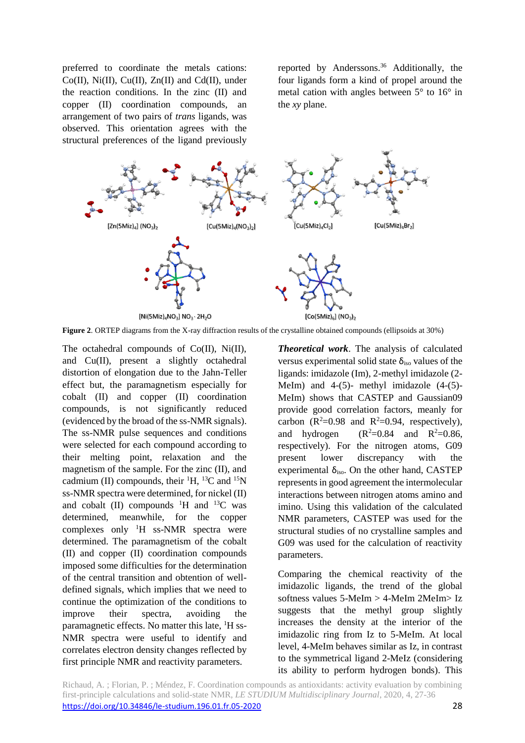preferred to coordinate the metals cations: Co(II), Ni(II), Cu(II), Zn(II) and Cd(II), under the reaction conditions. In the zinc (II) and copper (II) coordination compounds, an arrangement of two pairs of *trans* ligands, was observed. This orientation agrees with the structural preferences of the ligand previously reported by Anderssons.[36] Additionally, the four ligands form a kind of propel around the metal cation with angles between 5° to 16° in the *xy* plane.

$[Zn(5Miz)_4](NO_3)_2$ $[Cu(5Miz)_4(NO_3)_2]$ $[Cu(5Miz)_4Cl_2]$ $[Cu(5Miz)_4Br_2]$

$[Ni(5Miz)_4NO_3]NO_3 \cdot 2H_2O$ $[Co(5Miz)_6](NO_3)_2$

**Figure 2**. ORTEP diagrams from the X-ray diffraction results of the crystalline obtained compounds (ellipsoids at 30%)

The octahedral compounds of Co(II), Ni(II), and Cu(II), present a slightly octahedral distortion of elongation due to the Jahn-Teller effect but, the paramagnetism especially for cobalt (II) and copper (II) coordination compounds, is not significantly reduced (evidenced by the broad of the ss-NMR signals). The ss-NMR pulse sequences and conditions were selected for each compound according to their melting point, relaxation and the magnetism of the sample. For the zinc (II), and cadmium (II) compounds, their $^{1}H$, $^{13}C$ and $^{15}N$ ss-NMR spectra were determined, for nickel (II) and cobalt (II) compounds $^{1}H$ and $^{13}C$ was determined, meanwhile, for the copper complexes only $^{1}H$ ss-NMR spectra were determined. The paramagnetism of the cobalt (II) and copper (II) coordination compounds imposed some difficulties for the determination of the central transition and obtention of well-defined signals, which implies that we need to continue the optimization of the conditions to improve their spectra, avoiding the paramagnetic effects. No matter this late, $^{1}H$ ss-NMR spectra were useful to identify and correlates electron density changes reflected by first principle NMR and reactivity parameters.

***Theoretical work***. The analysis of calculated versus experimental solid state $\delta_{iso}$ values of the ligands: imidazole (Im), 2-methyl imidazole (2-MeIm) and 4-(5)- methyl imidazole (4-(5)-MeIm) shows that CASTEP and Gaussian09 provide good correlation factors, meanly for carbon ($R^2$=0.98 and $R^2$=0.94, respectively), and hydrogen ($R^2$=0.84 and $R^2$=0.86, respectively). For the nitrogen atoms, G09 present lower discrepancy with the experimental $\delta_{iso}$. On the other hand, CASTEP represents in good agreement the intermolecular interactions between nitrogen atoms amino and imino. Using this validation of the calculated NMR parameters, CASTEP was used for the structural studies of no crystalline samples and G09 was used for the calculation of reactivity parameters.

Comparing the chemical reactivity of the imidazolic ligands, the trend of the global softness values 5-MeIm > 4-MeIm 2MeIm> Iz suggests that the methyl group slightly increases the density at the interior of the imidazolic ring from Iz to 5-MeIm. At local level, 4-MeIm behaves similar as Iz, in contrast to the symmetrical ligand 2-MeIz (considering its ability to perform hydrogen bonds). This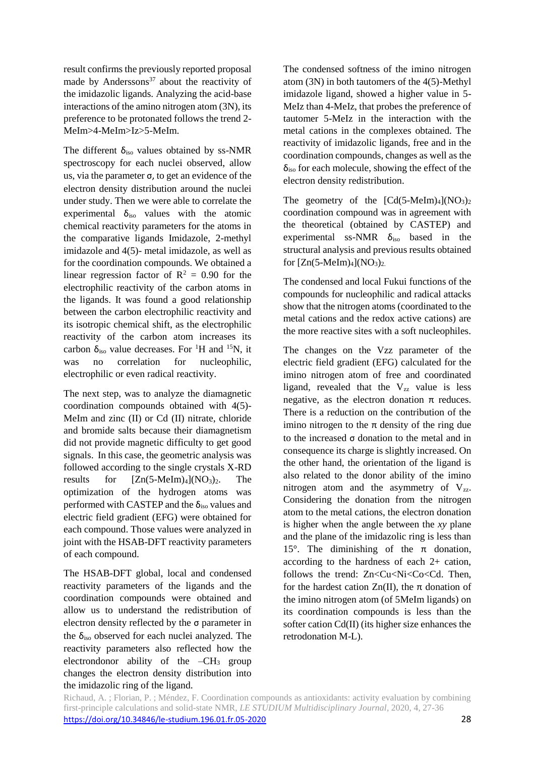result confirms the previously reported proposal made by Anderssons[37] about the reactivity of the imidazolic ligands. Analyzing the acid-base interactions of the amino nitrogen atom (3N), its preference to be protonated follows the trend 2-MeIm>4-MeIm>Iz>5-MeIm.

The different $\delta_{iso}$ values obtained by ss-NMR spectroscopy for each nuclei observed, allow us, via the parameter σ, to get an evidence of the electron density distribution around the nuclei under study. Then we were able to correlate the experimental $\delta_{iso}$ values with the atomic chemical reactivity parameters for the atoms in the comparative ligands Imidazole, 2-methyl imidazole and 4(5)- metal imidazole, as well as for the coordination compounds. We obtained a linear regression factor of $R^2 = 0.90$ for the electrophilic reactivity of the carbon atoms in the ligands. It was found a good relationship between the carbon electrophilic reactivity and its isotropic chemical shift, as the electrophilic reactivity of the carbon atom increases its carbon $\delta_{iso}$ value decreases. For $^{1}H$ and $^{15}N$, it was no correlation for nucleophilic, electrophilic or even radical reactivity.

The next step, was to analyze the diamagnetic coordination compounds obtained with 4(5)-MeIm and zinc (II) or Cd (II) nitrate, chloride and bromide salts because their diamagnetism did not provide magnetic difficulty to get good signals. In this case, the geometric analysis was followed according to the single crystals X-RD results for $[Zn(5\text{-}MeIm)_4](NO_3)_2$. The optimization of the hydrogen atoms was performed with CASTEP and the $\delta_{iso}$ values and electric field gradient (EFG) were obtained for each compound. Those values were analyzed in joint with the HSAB-DFT reactivity parameters of each compound.

The HSAB-DFT global, local and condensed reactivity parameters of the ligands and the coordination compounds were obtained and allow us to understand the redistribution of electron density reflected by the σ parameter in the $\delta_{iso}$ observed for each nuclei analyzed. The reactivity parameters also reflected how the electrondonor ability of the $-CH_3$ group changes the electron density distribution into the imidazolic ring of the ligand.

The condensed softness of the imino nitrogen atom (3N) in both tautomers of the 4(5)-Methyl imidazole ligand, showed a higher value in 5-MeIz than 4-MeIz, that probes the preference of tautomer 5-MeIz in the interaction with the metal cations in the complexes obtained. The reactivity of imidazolic ligands, free and in the coordination compounds, changes as well as the $\delta_{iso}$ for each molecule, showing the effect of the electron density redistribution.

The geometry of the $[Cd(5\text{-}MeIm)_4](NO_3)_2$ coordination compound was in agreement with the theoretical (obtained by CASTEP) and experimental ss-NMR $\delta_{iso}$ based in the structural analysis and previous results obtained for $[Zn(5\text{-}MeIm)_4](NO_3)_2$.

The condensed and local Fukui functions of the compounds for nucleophilic and radical attacks show that the nitrogen atoms (coordinated to the metal cations and the redox active cations) are the more reactive sites with a soft nucleophiles.

The changes on the Vzz parameter of the electric field gradient (EFG) calculated for the imino nitrogen atom of free and coordinated ligand, revealed that the $V_{zz}$ value is less negative, as the electron donation π reduces. There is a reduction on the contribution of the imino nitrogen to the π density of the ring due to the increased σ donation to the metal and in consequence its charge is slightly increased. On the other hand, the orientation of the ligand is also related to the donor ability of the imino nitrogen atom and the asymmetry of $V_{zz}$. Considering the donation from the nitrogen atom to the metal cations, the electron donation is higher when the angle between the *xy* plane and the plane of the imidazolic ring is less than 15°. The diminishing of the π donation, according to the hardness of each 2+ cation, follows the trend: Zn<Cu<Ni<Co<Cd. Then, for the hardest cation Zn(II), the π donation of the imino nitrogen atom (of 5MeIm ligands) on its coordination compounds is less than the softer cation Cd(II) (its higher size enhances the retrodonation M-L).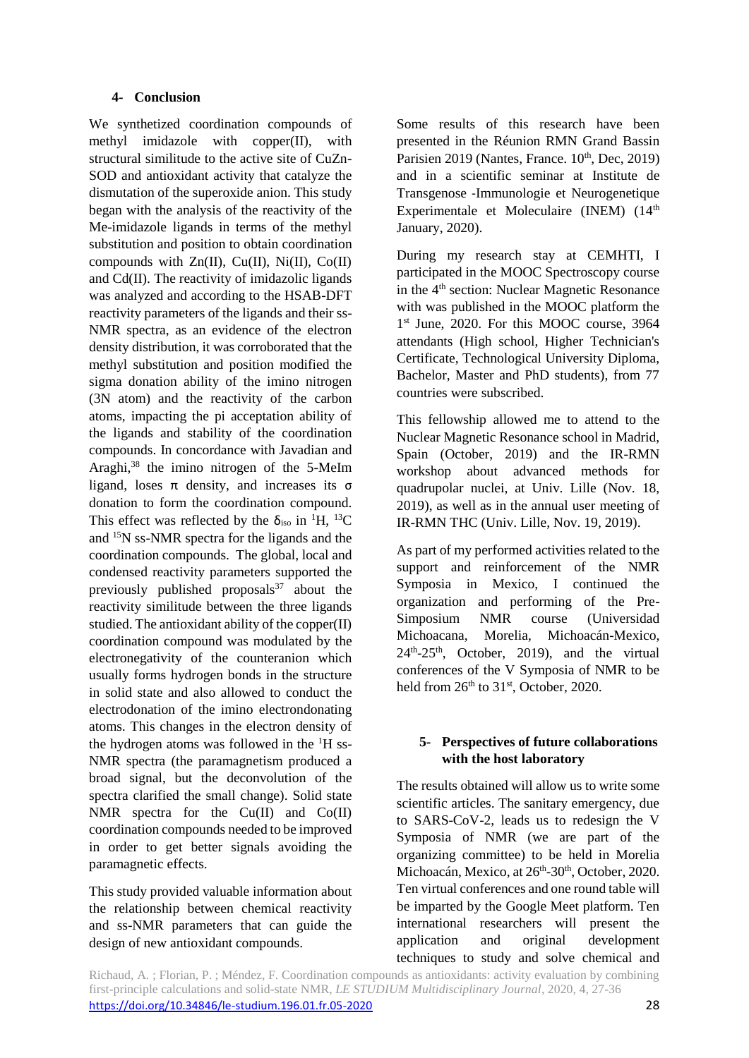## 4- Conclusion

We synthetized coordination compounds of methyl imidazole with copper(II), with structural similitude to the active site of CuZn-SOD and antioxidant activity that catalyze the dismutation of the superoxide anion. This study began with the analysis of the reactivity of the Me-imidazole ligands in terms of the methyl substitution and position to obtain coordination compounds with Zn(II), Cu(II), Ni(II), Co(II) and Cd(II). The reactivity of imidazolic ligands was analyzed and according to the HSAB-DFT reactivity parameters of the ligands and their ss-NMR spectra, as an evidence of the electron density distribution, it was corroborated that the methyl substitution and position modified the sigma donation ability of the imino nitrogen (3N atom) and the reactivity of the carbon atoms, impacting the pi acceptation ability of the ligands and stability of the coordination compounds. In concordance with Javadian and Araghi,[38] the imino nitrogen of the 5-MeIm ligand, loses π density, and increases its σ donation to form the coordination compound. This effect was reflected by the $\delta_{iso}$ in $^{1}H$, $^{13}C$ and $^{15}N$ ss-NMR spectra for the ligands and the coordination compounds. The global, local and condensed reactivity parameters supported the previously published proposals[37] about the reactivity similitude between the three ligands studied. The antioxidant ability of the copper(II) coordination compound was modulated by the electronegativity of the counteranion which usually forms hydrogen bonds in the structure in solid state and also allowed to conduct the electrodonation of the imino electrondonating atoms. This changes in the electron density of the hydrogen atoms was followed in the $^{1}H$ ss-NMR spectra (the paramagnetism produced a broad signal, but the deconvolution of the spectra clarified the small change). Solid state NMR spectra for the Cu(II) and Co(II) coordination compounds needed to be improved in order to get better signals avoiding the paramagnetic effects.

This study provided valuable information about the relationship between chemical reactivity and ss-NMR parameters that can guide the design of new antioxidant compounds.

Some results of this research have been presented in the Réunion RMN Grand Bassin Parisien 2019 (Nantes, France. 10th, Dec, 2019) and in a scientific seminar at Institute de Transgenose -Immunologie et Neurogenetique Experimentale et Moleculaire (INEM) (14th January, 2020).

During my research stay at CEMHTI, I participated in the MOOC Spectroscopy course in the 4th section: Nuclear Magnetic Resonance with was published in the MOOC platform the 1st June, 2020. For this MOOC course, 3964 attendants (High school, Higher Technician's Certificate, Technological University Diploma, Bachelor, Master and PhD students), from 77 countries were subscribed.

This fellowship allowed me to attend to the Nuclear Magnetic Resonance school in Madrid, Spain (October, 2019) and the IR-RMN workshop about advanced methods for quadrupolar nuclei, at Univ. Lille (Nov. 18, 2019), as well as in the annual user meeting of IR-RMN THC (Univ. Lille, Nov. 19, 2019).

As part of my performed activities related to the support and reinforcement of the NMR Symposia in Mexico, I continued the organization and performing of the Pre-Simposium NMR course (Universidad Michoacana, Morelia, Michoacán-Mexico, 24th-25th, October, 2019), and the virtual conferences of the V Symposia of NMR to be held from 26th to 31st, October, 2020.

## 5- Perspectives of future collaborations with the host laboratory

The results obtained will allow us to write some scientific articles. The sanitary emergency, due to SARS-CoV-2, leads us to redesign the V Symposia of NMR (we are part of the organizing committee) to be held in Morelia Michoacán, Mexico, at 26th-30th, October, 2020. Ten virtual conferences and one round table will be imparted by the Google Meet platform. Ten international researchers will present the application and original development techniques to study and solve chemical and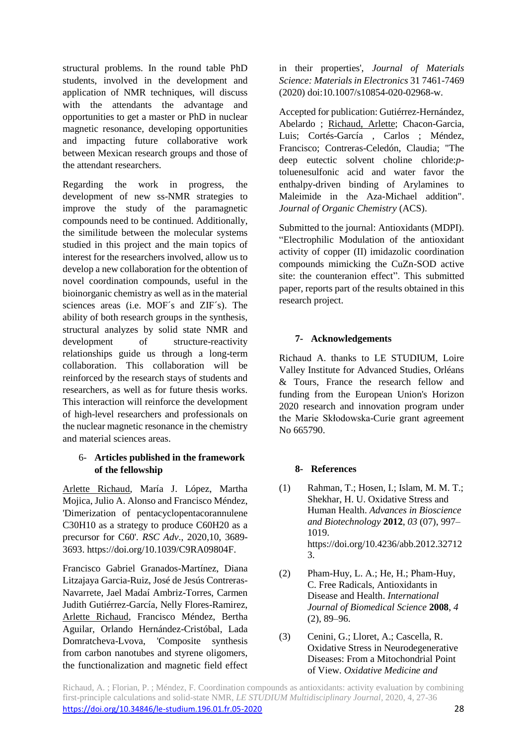structural problems. In the round table PhD students, involved in the development and application of NMR techniques, will discuss with the attendants the advantage and opportunities to get a master or PhD in nuclear magnetic resonance, developing opportunities and impacting future collaborative work between Mexican research groups and those of the attendant researchers.

Regarding the work in progress, the development of new ss-NMR strategies to improve the study of the paramagnetic compounds need to be continued. Additionally, the similitude between the molecular systems studied in this project and the main topics of interest for the researchers involved, allow us to develop a new collaboration for the obtention of novel coordination compounds, useful in the bioinorganic chemistry as well as in the material sciences areas (i.e. MOF´s and ZIF´s). The ability of both research groups in the synthesis, structural analyzes by solid state NMR and development of structure-reactivity relationships guide us through a long-term collaboration. This collaboration will be reinforced by the research stays of students and researchers, as well as for future thesis works. This interaction will reinforce the development of high-level researchers and professionals on the nuclear magnetic resonance in the chemistry and material sciences areas.

## 6- Articles published in the framework of the fellowship

Arlette Richaud, María J. López, Martha Mojica, Julio A. Alonso and Francisco Méndez, 'Dimerization of pentacyclopentacorannulene C30H10 as a strategy to produce C60H20 as a precursor for C60'. *RSC Adv.*, 2020,10, 3689-3693. https://doi.org/10.1039/C9RA09804F.

Francisco Gabriel Granados-Martínez, Diana Litzajaya Garcia-Ruiz, José de Jesús Contreras-Navarrete, Jael Madaí Ambriz-Torres, Carmen Judith Gutiérrez-García, Nelly Flores-Ramirez, Arlette Richaud, Francisco Méndez, Bertha Aguilar, Orlando Hernández-Cristóbal, Lada Domratcheva-Lvova, 'Composite synthesis from carbon nanotubes and styrene oligomers, the functionalization and magnetic field effect in their properties', *Journal of Materials Science: Materials in Electronics* 31 7461-7469 (2020) doi:10.1007/s10854-020-02968-w.

Accepted for publication: Gutiérrez-Hernández, Abelardo ; Richaud, Arlette; Chacon-Garcia, Luis; Cortés-García , Carlos ; Méndez, Francisco; Contreras-Celedón, Claudia; "The deep eutectic solvent choline chloride:*p*-toluenesulfonic acid and water favor the enthalpy-driven binding of Arylamines to Maleimide in the Aza-Michael addition". *Journal of Organic Chemistry* (ACS).

Submitted to the journal: Antioxidants (MDPI). "Electrophilic Modulation of the antioxidant activity of copper (II) imidazolic coordination compounds mimicking the CuZn-SOD active site: the counteranion effect". This submitted paper, reports part of the results obtained in this research project.

## 7- Acknowledgements

Richaud A. thanks to LE STUDIUM, Loire Valley Institute for Advanced Studies, Orléans & Tours, France the research fellow and funding from the European Union's Horizon 2020 research and innovation program under the Marie Skłodowska-Curie grant agreement No 665790.

## 8- References

(1) Rahman, T.; Hosen, I.; Islam, M. M. T.; Shekhar, H. U. Oxidative Stress and Human Health. *Advances in Bioscience and Biotechnology* **2012**, *03* (07), 997–1019. https://doi.org/10.4236/abb.2012.327123.

(2) Pham-Huy, L. A.; He, H.; Pham-Huy, C. Free Radicals, Antioxidants in Disease and Health. *International Journal of Biomedical Science* **2008**, *4* (2), 89–96.

(3) Cenini, G.; Lloret, A.; Cascella, R. Oxidative Stress in Neurodegenerative Diseases: From a Mitochondrial Point of View. *Oxidative Medicine and*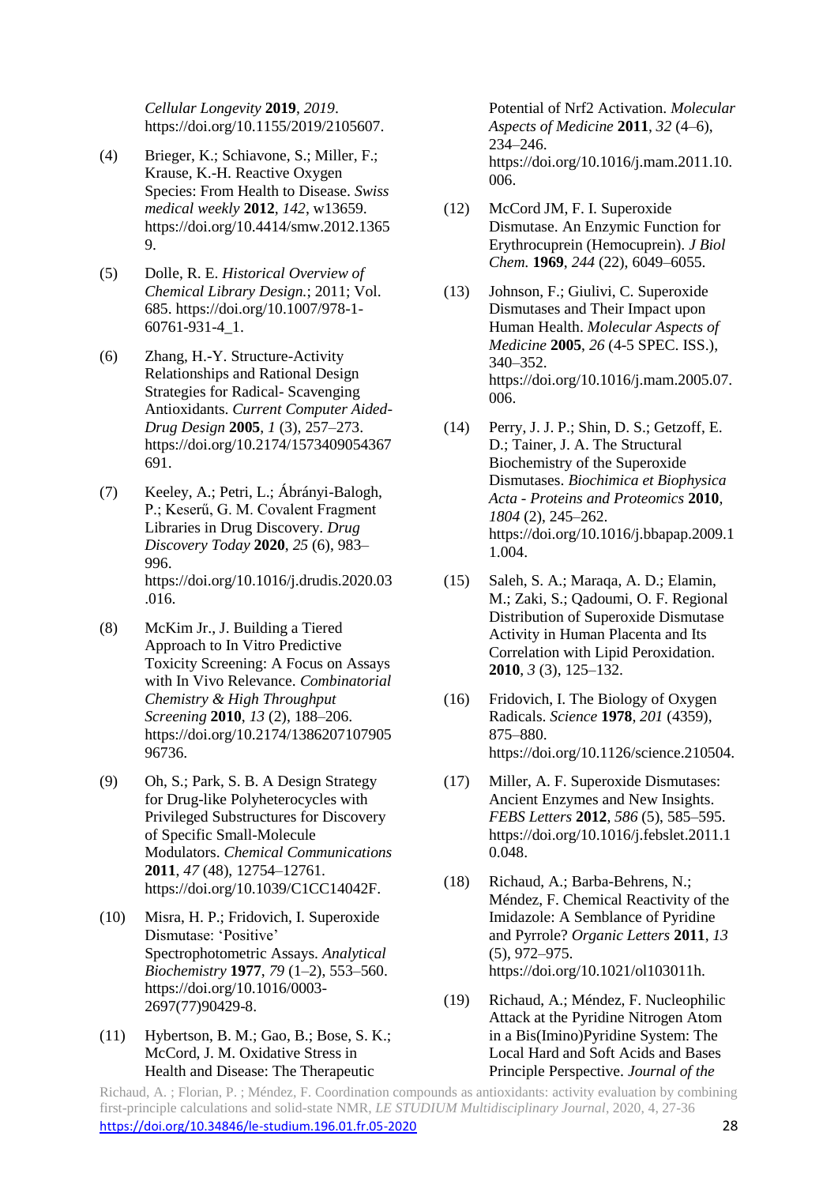*Cellular Longevity* **2019**, *2019*. https://doi.org/10.1155/2019/2105607.

(4) Brieger, K.; Schiavone, S.; Miller, F.; Krause, K.-H. Reactive Oxygen Species: From Health to Disease. *Swiss medical weekly* **2012**, *142*, w13659. https://doi.org/10.4414/smw.2012.13659.

(5) Dolle, R. E. *Historical Overview of Chemical Library Design.*; 2011; Vol. 685. https://doi.org/10.1007/978-1-60761-931-4_1.

(6) Zhang, H.-Y. Structure-Activity Relationships and Rational Design Strategies for Radical- Scavenging Antioxidants. *Current Computer Aided-Drug Design* **2005**, *1* (3), 257–273. https://doi.org/10.2174/1573409054367691.

(7) Keeley, A.; Petri, L.; Ábrányi-Balogh, P.; Keserű, G. M. Covalent Fragment Libraries in Drug Discovery. *Drug Discovery Today* **2020**, *25* (6), 983–996. https://doi.org/10.1016/j.drudis.2020.03.016.

(8) McKim Jr., J. Building a Tiered Approach to In Vitro Predictive Toxicity Screening: A Focus on Assays with In Vivo Relevance. *Combinatorial Chemistry & High Throughput Screening* **2010**, *13* (2), 188–206. https://doi.org/10.2174/138620710790596736.

(9) Oh, S.; Park, S. B. A Design Strategy for Drug-like Polyheterocycles with Privileged Substructures for Discovery of Specific Small-Molecule Modulators. *Chemical Communications* **2011**, *47* (48), 12754–12761. https://doi.org/10.1039/C1CC14042F.

(10) Misra, H. P.; Fridovich, I. Superoxide Dismutase: 'Positive' Spectrophotometric Assays. *Analytical Biochemistry* **1977**, *79* (1–2), 553–560. https://doi.org/10.1016/0003-2697(77)90429-8.

(11) Hybertson, B. M.; Gao, B.; Bose, S. K.; McCord, J. M. Oxidative Stress in Health and Disease: The Therapeutic Potential of Nrf2 Activation. *Molecular Aspects of Medicine* **2011**, *32* (4–6), 234–246. https://doi.org/10.1016/j.mam.2011.10.006.

(12) McCord JM, F. I. Superoxide Dismutase. An Enzymic Function for Erythrocuprein (Hemocuprein). *J Biol Chem.* **1969**, *244* (22), 6049–6055.

(13) Johnson, F.; Giulivi, C. Superoxide Dismutases and Their Impact upon Human Health. *Molecular Aspects of Medicine* **2005**, *26* (4-5 SPEC. ISS.), 340–352. https://doi.org/10.1016/j.mam.2005.07.006.

(14) Perry, J. J. P.; Shin, D. S.; Getzoff, E. D.; Tainer, J. A. The Structural Biochemistry of the Superoxide Dismutases. *Biochimica et Biophysica Acta - Proteins and Proteomics* **2010**, *1804* (2), 245–262. https://doi.org/10.1016/j.bbapap.2009.11.004.

(15) Saleh, S. A.; Maraqa, A. D.; Elamin, M.; Zaki, S.; Qadoumi, O. F. Regional Distribution of Superoxide Dismutase Activity in Human Placenta and Its Correlation with Lipid Peroxidation. **2010**, *3* (3), 125–132.

(16) Fridovich, I. The Biology of Oxygen Radicals. *Science* **1978**, *201* (4359), 875–880. https://doi.org/10.1126/science.210504.

(17) Miller, A. F. Superoxide Dismutases: Ancient Enzymes and New Insights. *FEBS Letters* **2012**, *586* (5), 585–595. https://doi.org/10.1016/j.febslet.2011.10.048.

(18) Richaud, A.; Barba-Behrens, N.; Méndez, F. Chemical Reactivity of the Imidazole: A Semblance of Pyridine and Pyrrole? *Organic Letters* **2011**, *13* (5), 972–975. https://doi.org/10.1021/ol103011h.

(19) Richaud, A.; Méndez, F. Nucleophilic Attack at the Pyridine Nitrogen Atom in a Bis(Imino)Pyridine System: The Local Hard and Soft Acids and Bases Principle Perspective. *Journal of the*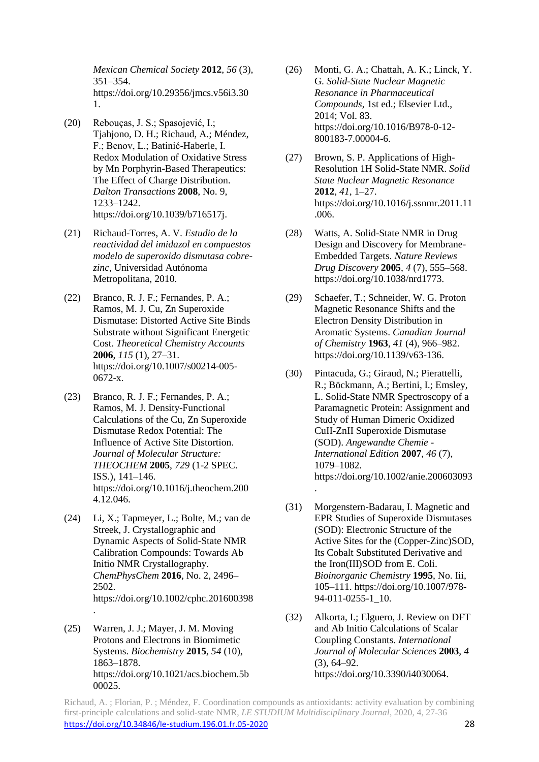*Mexican Chemical Society* **2012**, *56* (3), 351–354. https://doi.org/10.29356/jmcs.v56i3.301.

(20) Rebouças, J. S.; Spasojević, I.; Tjahjono, D. H.; Richaud, A.; Méndez, F.; Benov, L.; Batinić-Haberle, I. Redox Modulation of Oxidative Stress by Mn Porphyrin-Based Therapeutics: The Effect of Charge Distribution. *Dalton Transactions* **2008**, No. 9, 1233–1242. https://doi.org/10.1039/b716517j.

(21) Richaud-Torres, A. V. *Estudio de la reactividad del imidazol en compuestos modelo de superoxido dismutasa cobre-zinc*, Universidad Autónoma Metropolitana, 2010.

(22) Branco, R. J. F.; Fernandes, P. A.; Ramos, M. J. Cu, Zn Superoxide Dismutase: Distorted Active Site Binds Substrate without Significant Energetic Cost. *Theoretical Chemistry Accounts* **2006**, *115* (1), 27–31. https://doi.org/10.1007/s00214-005-0672-x.

(23) Branco, R. J. F.; Fernandes, P. A.; Ramos, M. J. Density-Functional Calculations of the Cu, Zn Superoxide Dismutase Redox Potential: The Influence of Active Site Distortion. *Journal of Molecular Structure: THEOCHEM* **2005**, *729* (1-2 SPEC. ISS.), 141–146. https://doi.org/10.1016/j.theochem.2004.12.046.

(24) Li, X.; Tapmeyer, L.; Bolte, M.; van de Streek, J. Crystallographic and Dynamic Aspects of Solid-State NMR Calibration Compounds: Towards Ab Initio NMR Crystallography. *ChemPhysChem* **2016**, No. 2, 2496–2502. https://doi.org/10.1002/cphc.201600398.

(25) Warren, J. J.; Mayer, J. M. Moving Protons and Electrons in Biomimetic Systems. *Biochemistry* **2015**, *54* (10), 1863–1878. https://doi.org/10.1021/acs.biochem.5b00025.

(26) Monti, G. A.; Chattah, A. K.; Linck, Y. G. *Solid-State Nuclear Magnetic Resonance in Pharmaceutical Compounds*, 1st ed.; Elsevier Ltd., 2014; Vol. 83. https://doi.org/10.1016/B978-0-12-800183-7.00004-6.

(27) Brown, S. P. Applications of High-Resolution 1H Solid-State NMR. *Solid State Nuclear Magnetic Resonance* **2012**, *41*, 1–27. https://doi.org/10.1016/j.ssnmr.2011.11.006.

(28) Watts, A. Solid-State NMR in Drug Design and Discovery for Membrane-Embedded Targets. *Nature Reviews Drug Discovery* **2005**, *4* (7), 555–568. https://doi.org/10.1038/nrd1773.

(29) Schaefer, T.; Schneider, W. G. Proton Magnetic Resonance Shifts and the Electron Density Distribution in Aromatic Systems. *Canadian Journal of Chemistry* **1963**, *41* (4), 966–982. https://doi.org/10.1139/v63-136.

(30) Pintacuda, G.; Giraud, N.; Pierattelli, R.; Böckmann, A.; Bertini, I.; Emsley, L. Solid-State NMR Spectroscopy of a Paramagnetic Protein: Assignment and Study of Human Dimeric Oxidized CuII-ZnII Superoxide Dismutase (SOD). *Angewandte Chemie - International Edition* **2007**, *46* (7), 1079–1082. https://doi.org/10.1002/anie.200603093.

(31) Morgenstern-Badarau, I. Magnetic and EPR Studies of Superoxide Dismutases (SOD): Electronic Structure of the Active Sites for the (Copper-Zinc)SOD, Its Cobalt Substituted Derivative and the Iron(III)SOD from E. Coli. *Bioinorganic Chemistry* **1995**, No. Iii, 105–111. https://doi.org/10.1007/978-94-011-0255-1_10.

(32) Alkorta, I.; Elguero, J. Review on DFT and Ab Initio Calculations of Scalar Coupling Constants. *International Journal of Molecular Sciences* **2003**, *4* (3), 64–92. https://doi.org/10.3390/i4030064.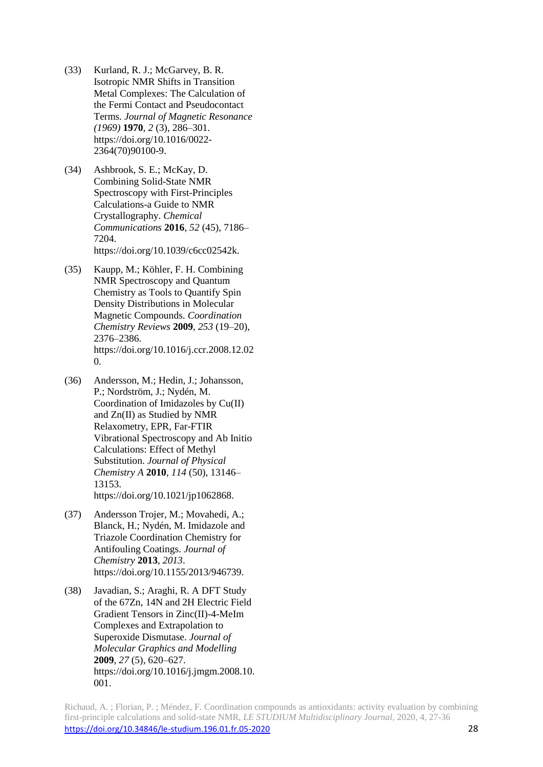(33) Kurland, R. J.; McGarvey, B. R. Isotropic NMR Shifts in Transition Metal Complexes: The Calculation of the Fermi Contact and Pseudocontact Terms. *Journal of Magnetic Resonance (1969)* **1970**, *2* (3), 286–301. https://doi.org/10.1016/0022-2364(70)90100-9.

(34) Ashbrook, S. E.; McKay, D. Combining Solid-State NMR Spectroscopy with First-Principles Calculations-a Guide to NMR Crystallography. *Chemical Communications* **2016**, *52* (45), 7186–7204. https://doi.org/10.1039/c6cc02542k.

(35) Kaupp, M.; Köhler, F. H. Combining NMR Spectroscopy and Quantum Chemistry as Tools to Quantify Spin Density Distributions in Molecular Magnetic Compounds. *Coordination Chemistry Reviews* **2009**, *253* (19–20), 2376–2386. https://doi.org/10.1016/j.ccr.2008.12.020.

(36) Andersson, M.; Hedin, J.; Johansson, P.; Nordström, J.; Nydén, M. Coordination of Imidazoles by Cu(II) and Zn(II) as Studied by NMR Relaxometry, EPR, Far-FTIR Vibrational Spectroscopy and Ab Initio Calculations: Effect of Methyl Substitution. *Journal of Physical Chemistry A* **2010**, *114* (50), 13146–13153. https://doi.org/10.1021/jp1062868.

(37) Andersson Trojer, M.; Movahedi, A.; Blanck, H.; Nydén, M. Imidazole and Triazole Coordination Chemistry for Antifouling Coatings. *Journal of Chemistry* **2013**, *2013*. https://doi.org/10.1155/2013/946739.

(38) Javadian, S.; Araghi, R. A DFT Study of the 67Zn, 14N and 2H Electric Field Gradient Tensors in Zinc(II)-4-MeIm Complexes and Extrapolation to Superoxide Dismutase. *Journal of Molecular Graphics and Modelling* **2009**, *27* (5), 620–627. https://doi.org/10.1016/j.jmgm.2008.10.001.